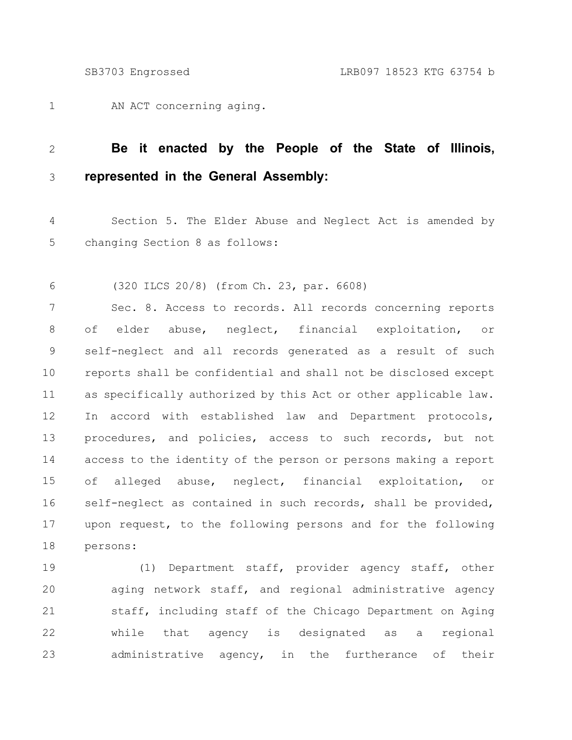AN ACT concerning aging.

**Be it enacted by the People of the State of Illinois, represented in the General Assembly:**

Section 5. The Elder Abuse and Neglect Act is amended by changing Section 8 as follows:

(320 ILCS 20/8) (from Ch. 23, par. 6608)

Sec. 8. Access to records. All records concerning reports of elder abuse, neglect, financial exploitation, or self-neglect and all records generated as a result of such reports shall be confidential and shall not be disclosed except as specifically authorized by this Act or other applicable law. In accord with established law and Department protocols, procedures, and policies, access to such records, but not access to the identity of the person or persons making a report of alleged abuse, neglect, financial exploitation, or self-neglect as contained in such records, shall be provided, upon request, to the following persons and for the following persons:

(1) Department staff, provider agency staff, other aging network staff, and regional administrative agency staff, including staff of the Chicago Department on Aging while that agency is designated as a regional administrative agency, in the furtherance of their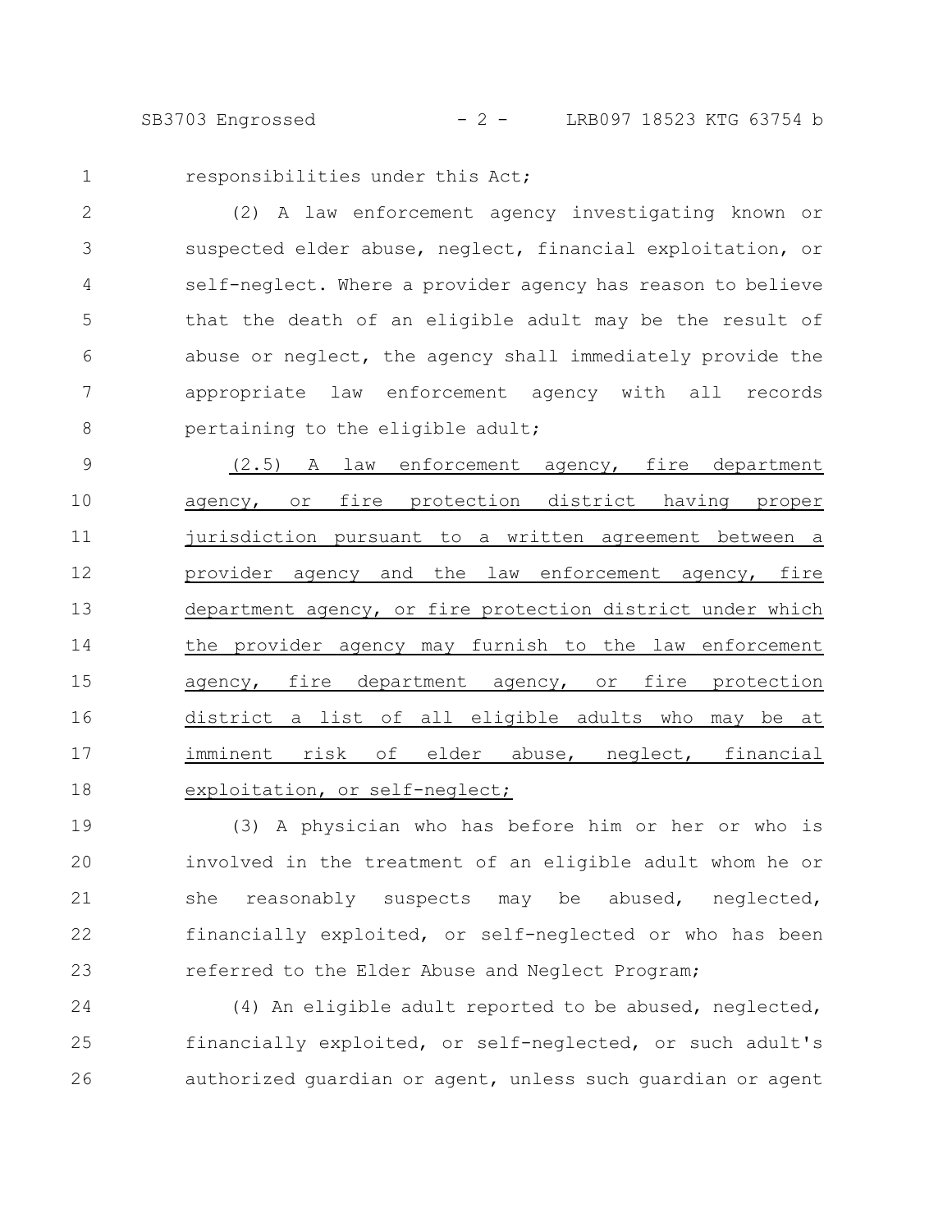responsibilities under this Act;

(2) A law enforcement agency investigating known or suspected elder abuse, neglect, financial exploitation, or self-neglect. Where a provider agency has reason to believe that the death of an eligible adult may be the result of abuse or neglect, the agency shall immediately provide the appropriate law enforcement agency with all records pertaining to the eligible adult;

<u>(2.5) A law enforcement agency, fire department agency, or fire protection district having proper jurisdiction pursuant to a written agreement between a provider agency and the law enforcement agency, fire department agency, or fire protection district under which the provider agency may furnish to the law enforcement agency, fire department agency, or fire protection district a list of all eligible adults who may be at imminent risk of elder abuse, neglect, financial exploitation, or self-neglect;</u>

(3) A physician who has before him or her or who is involved in the treatment of an eligible adult whom he or she reasonably suspects may be abused, neglected, financially exploited, or self-neglected or who has been referred to the Elder Abuse and Neglect Program;

(4) An eligible adult reported to be abused, neglected, financially exploited, or self-neglected, or such adult's authorized guardian or agent, unless such guardian or agent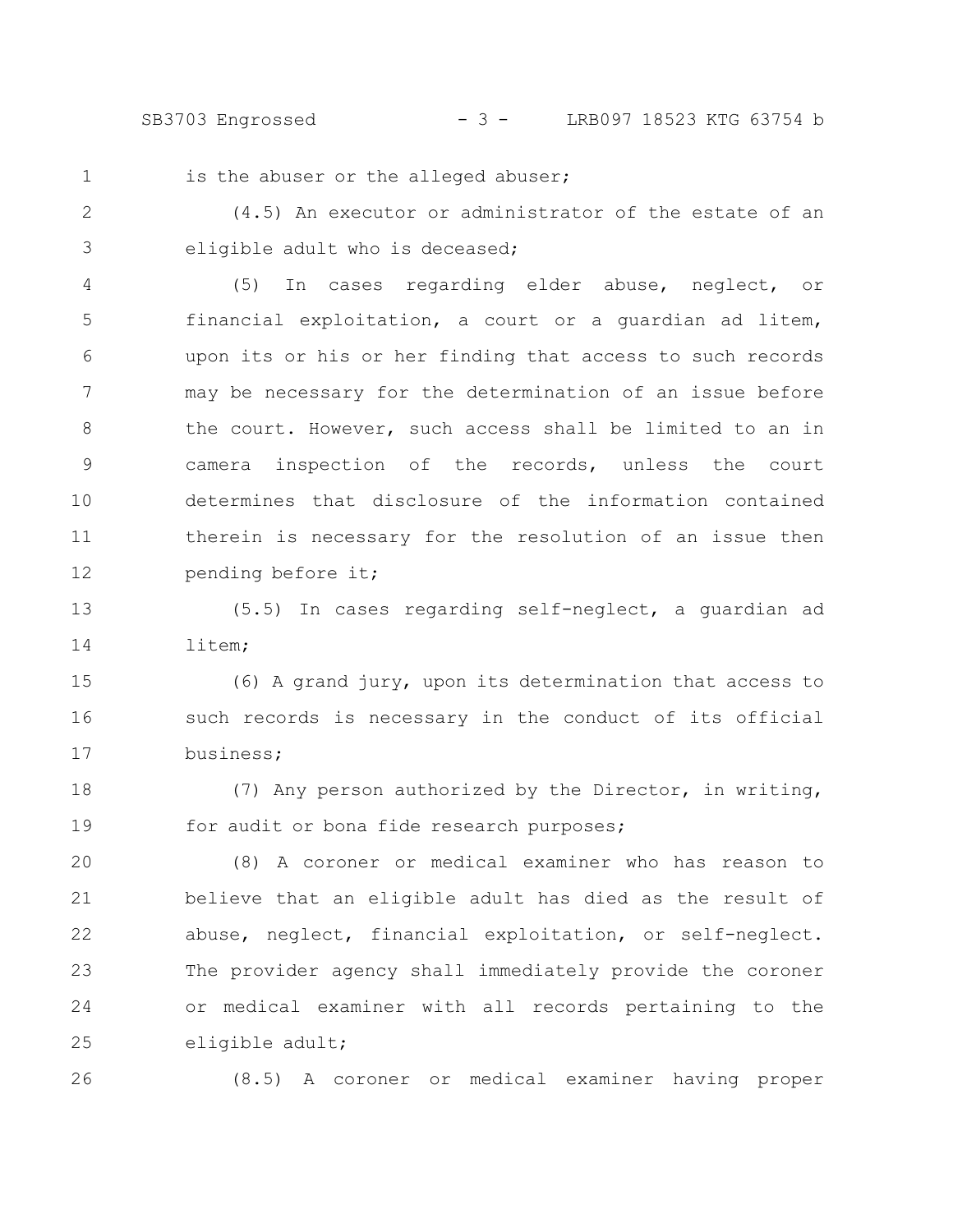is the abuser or the alleged abuser;

(4.5) An executor or administrator of the estate of an eligible adult who is deceased;

(5) In cases regarding elder abuse, neglect, or financial exploitation, a court or a guardian ad litem, upon its or his or her finding that access to such records may be necessary for the determination of an issue before the court. However, such access shall be limited to an in camera inspection of the records, unless the court determines that disclosure of the information contained therein is necessary for the resolution of an issue then pending before it;

(5.5) In cases regarding self-neglect, a guardian ad litem;

(6) A grand jury, upon its determination that access to such records is necessary in the conduct of its official business;

(7) Any person authorized by the Director, in writing, for audit or bona fide research purposes;

(8) A coroner or medical examiner who has reason to believe that an eligible adult has died as the result of abuse, neglect, financial exploitation, or self-neglect. The provider agency shall immediately provide the coroner or medical examiner with all records pertaining to the eligible adult;

(8.5) A coroner or medical examiner having proper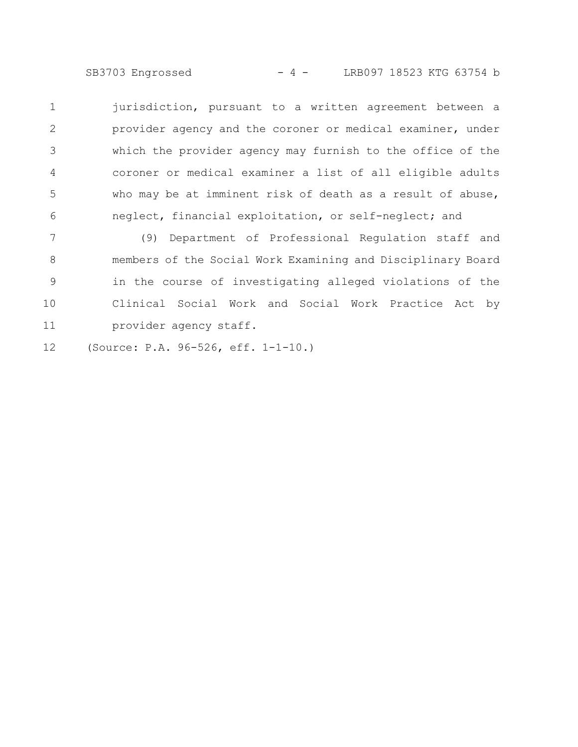jurisdiction, pursuant to a written agreement between a provider agency and the coroner or medical examiner, under which the provider agency may furnish to the office of the coroner or medical examiner a list of all eligible adults who may be at imminent risk of death as a result of abuse, neglect, financial exploitation, or self-neglect; and

(9) Department of Professional Regulation staff and members of the Social Work Examining and Disciplinary Board in the course of investigating alleged violations of the Clinical Social Work and Social Work Practice Act by provider agency staff.

(Source: P.A. 96-526, eff. 1-1-10.)